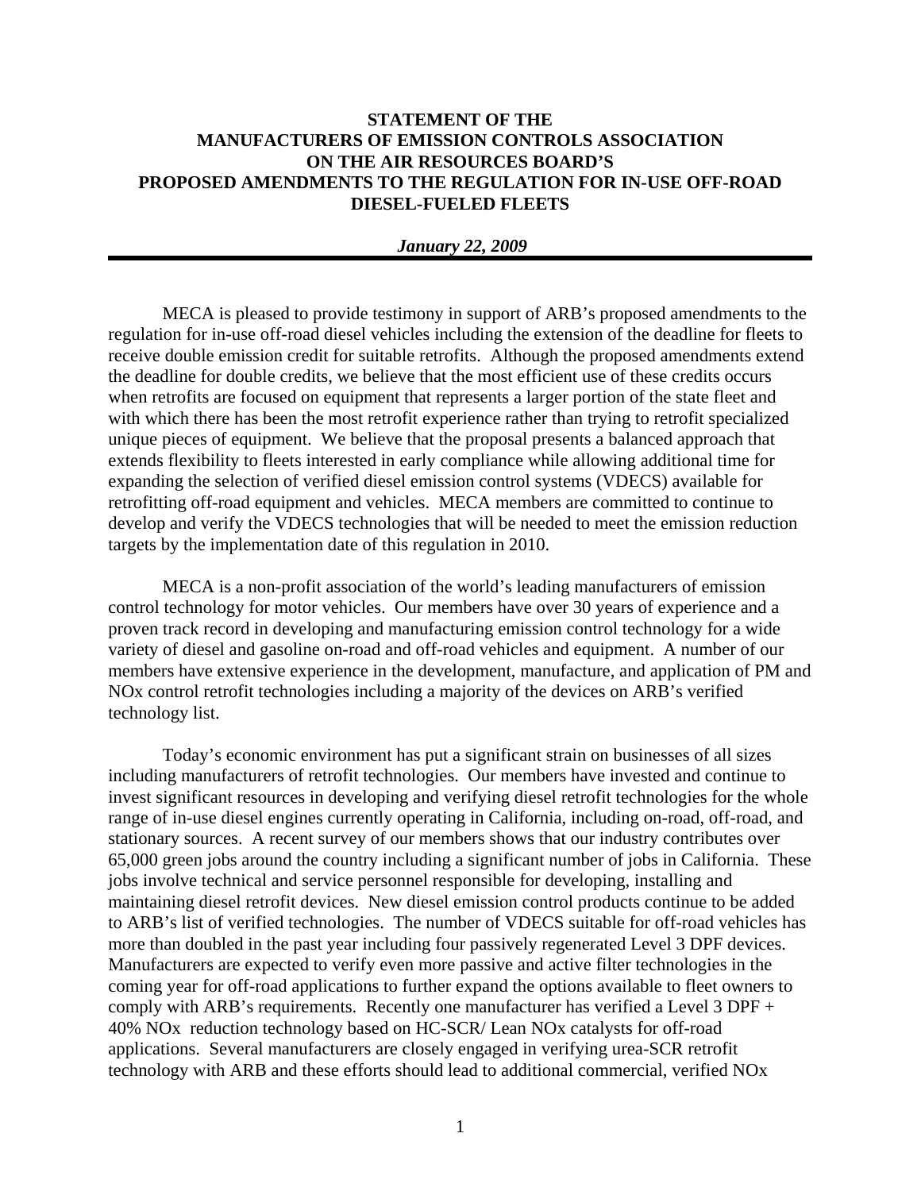# STATEMENT OF THE MANUFACTURERS OF EMISSION CONTROLS ASSOCIATION ON THE AIR RESOURCES BOARD'S PROPOSED AMENDMENTS TO THE REGULATION FOR IN-USE OFF-ROAD DIESEL-FUELED FLEETS

***January 22, 2009***

---

MECA is pleased to provide testimony in support of ARB's proposed amendments to the regulation for in-use off-road diesel vehicles including the extension of the deadline for fleets to receive double emission credit for suitable retrofits. Although the proposed amendments extend the deadline for double credits, we believe that the most efficient use of these credits occurs when retrofits are focused on equipment that represents a larger portion of the state fleet and with which there has been the most retrofit experience rather than trying to retrofit specialized unique pieces of equipment. We believe that the proposal presents a balanced approach that extends flexibility to fleets interested in early compliance while allowing additional time for expanding the selection of verified diesel emission control systems (VDECS) available for retrofitting off-road equipment and vehicles. MECA members are committed to continue to develop and verify the VDECS technologies that will be needed to meet the emission reduction targets by the implementation date of this regulation in 2010.

MECA is a non-profit association of the world's leading manufacturers of emission control technology for motor vehicles. Our members have over 30 years of experience and a proven track record in developing and manufacturing emission control technology for a wide variety of diesel and gasoline on-road and off-road vehicles and equipment. A number of our members have extensive experience in the development, manufacture, and application of PM and NOx control retrofit technologies including a majority of the devices on ARB's verified technology list.

Today's economic environment has put a significant strain on businesses of all sizes including manufacturers of retrofit technologies. Our members have invested and continue to invest significant resources in developing and verifying diesel retrofit technologies for the whole range of in-use diesel engines currently operating in California, including on-road, off-road, and stationary sources. A recent survey of our members shows that our industry contributes over 65,000 green jobs around the country including a significant number of jobs in California. These jobs involve technical and service personnel responsible for developing, installing and maintaining diesel retrofit devices. New diesel emission control products continue to be added to ARB's list of verified technologies. The number of VDECS suitable for off-road vehicles has more than doubled in the past year including four passively regenerated Level 3 DPF devices. Manufacturers are expected to verify even more passive and active filter technologies in the coming year for off-road applications to further expand the options available to fleet owners to comply with ARB's requirements. Recently one manufacturer has verified a Level 3 DPF + 40% NOx reduction technology based on HC-SCR/ Lean NOx catalysts for off-road applications. Several manufacturers are closely engaged in verifying urea-SCR retrofit technology with ARB and these efforts should lead to additional commercial, verified NOx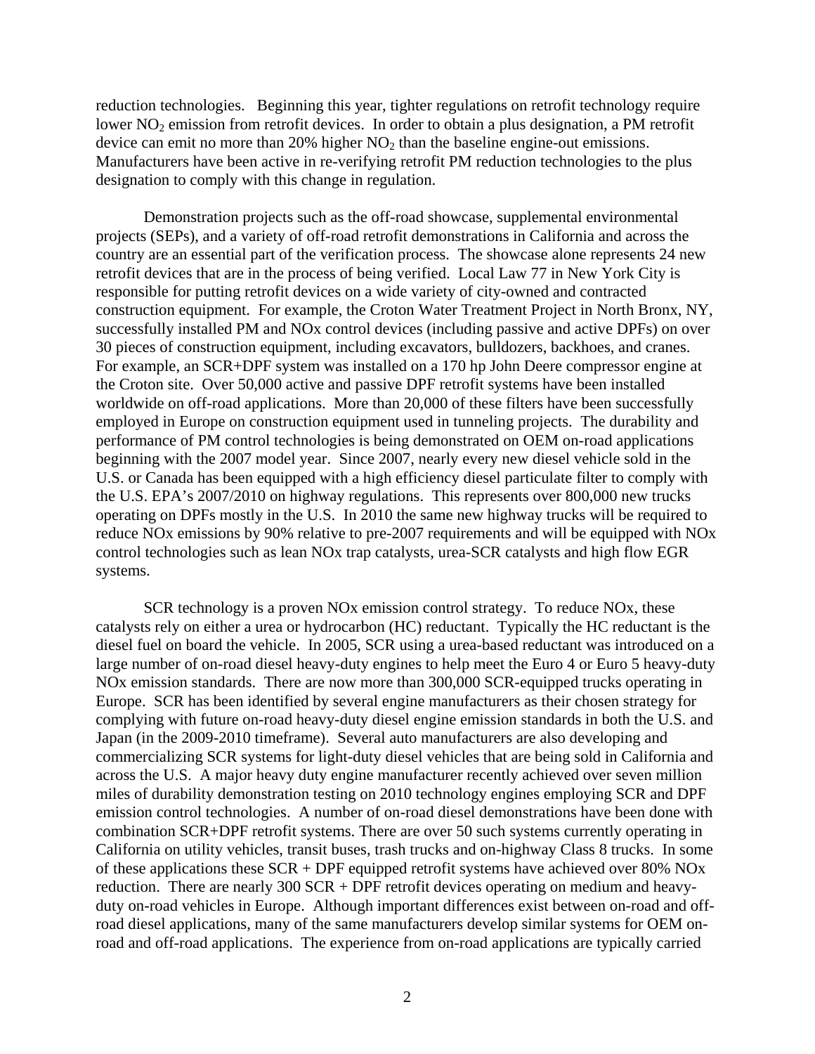reduction technologies. Beginning this year, tighter regulations on retrofit technology require lower $NO_2$ emission from retrofit devices. In order to obtain a plus designation, a PM retrofit device can emit no more than 20% higher $NO_2$ than the baseline engine-out emissions. Manufacturers have been active in re-verifying retrofit PM reduction technologies to the plus designation to comply with this change in regulation.

Demonstration projects such as the off-road showcase, supplemental environmental projects (SEPs), and a variety of off-road retrofit demonstrations in California and across the country are an essential part of the verification process. The showcase alone represents 24 new retrofit devices that are in the process of being verified. Local Law 77 in New York City is responsible for putting retrofit devices on a wide variety of city-owned and contracted construction equipment. For example, the Croton Water Treatment Project in North Bronx, NY, successfully installed PM and NOx control devices (including passive and active DPFs) on over 30 pieces of construction equipment, including excavators, bulldozers, backhoes, and cranes. For example, an SCR+DPF system was installed on a 170 hp John Deere compressor engine at the Croton site. Over 50,000 active and passive DPF retrofit systems have been installed worldwide on off-road applications. More than 20,000 of these filters have been successfully employed in Europe on construction equipment used in tunneling projects. The durability and performance of PM control technologies is being demonstrated on OEM on-road applications beginning with the 2007 model year. Since 2007, nearly every new diesel vehicle sold in the U.S. or Canada has been equipped with a high efficiency diesel particulate filter to comply with the U.S. EPA's 2007/2010 on highway regulations. This represents over 800,000 new trucks operating on DPFs mostly in the U.S. In 2010 the same new highway trucks will be required to reduce NOx emissions by 90% relative to pre-2007 requirements and will be equipped with NOx control technologies such as lean NOx trap catalysts, urea-SCR catalysts and high flow EGR systems.

SCR technology is a proven NOx emission control strategy. To reduce NOx, these catalysts rely on either a urea or hydrocarbon (HC) reductant. Typically the HC reductant is the diesel fuel on board the vehicle. In 2005, SCR using a urea-based reductant was introduced on a large number of on-road diesel heavy-duty engines to help meet the Euro 4 or Euro 5 heavy-duty NOx emission standards. There are now more than 300,000 SCR-equipped trucks operating in Europe. SCR has been identified by several engine manufacturers as their chosen strategy for complying with future on-road heavy-duty diesel engine emission standards in both the U.S. and Japan (in the 2009-2010 timeframe). Several auto manufacturers are also developing and commercializing SCR systems for light-duty diesel vehicles that are being sold in California and across the U.S. A major heavy duty engine manufacturer recently achieved over seven million miles of durability demonstration testing on 2010 technology engines employing SCR and DPF emission control technologies. A number of on-road diesel demonstrations have been done with combination SCR+DPF retrofit systems. There are over 50 such systems currently operating in California on utility vehicles, transit buses, trash trucks and on-highway Class 8 trucks. In some of these applications these SCR + DPF equipped retrofit systems have achieved over 80% NOx reduction. There are nearly 300 SCR + DPF retrofit devices operating on medium and heavy-duty on-road vehicles in Europe. Although important differences exist between on-road and off-road diesel applications, many of the same manufacturers develop similar systems for OEM on-road and off-road applications. The experience from on-road applications are typically carried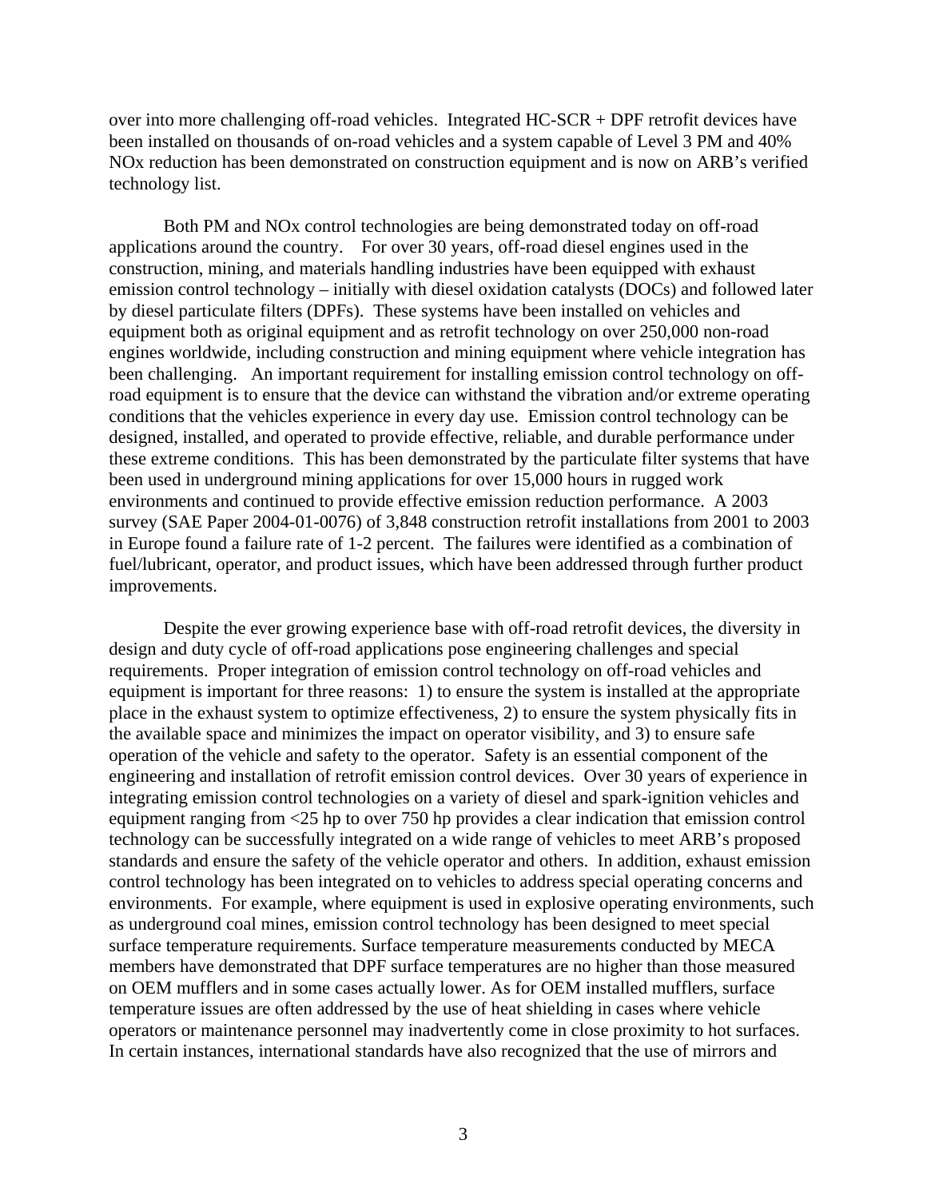over into more challenging off-road vehicles. Integrated HC-SCR + DPF retrofit devices have been installed on thousands of on-road vehicles and a system capable of Level 3 PM and 40% NOx reduction has been demonstrated on construction equipment and is now on ARB's verified technology list.

Both PM and NOx control technologies are being demonstrated today on off-road applications around the country. For over 30 years, off-road diesel engines used in the construction, mining, and materials handling industries have been equipped with exhaust emission control technology – initially with diesel oxidation catalysts (DOCs) and followed later by diesel particulate filters (DPFs). These systems have been installed on vehicles and equipment both as original equipment and as retrofit technology on over 250,000 non-road engines worldwide, including construction and mining equipment where vehicle integration has been challenging. An important requirement for installing emission control technology on off-road equipment is to ensure that the device can withstand the vibration and/or extreme operating conditions that the vehicles experience in every day use. Emission control technology can be designed, installed, and operated to provide effective, reliable, and durable performance under these extreme conditions. This has been demonstrated by the particulate filter systems that have been used in underground mining applications for over 15,000 hours in rugged work environments and continued to provide effective emission reduction performance. A 2003 survey (SAE Paper 2004-01-0076) of 3,848 construction retrofit installations from 2001 to 2003 in Europe found a failure rate of 1-2 percent. The failures were identified as a combination of fuel/lubricant, operator, and product issues, which have been addressed through further product improvements.

Despite the ever growing experience base with off-road retrofit devices, the diversity in design and duty cycle of off-road applications pose engineering challenges and special requirements. Proper integration of emission control technology on off-road vehicles and equipment is important for three reasons: 1) to ensure the system is installed at the appropriate place in the exhaust system to optimize effectiveness, 2) to ensure the system physically fits in the available space and minimizes the impact on operator visibility, and 3) to ensure safe operation of the vehicle and safety to the operator. Safety is an essential component of the engineering and installation of retrofit emission control devices. Over 30 years of experience in integrating emission control technologies on a variety of diesel and spark-ignition vehicles and equipment ranging from <25 hp to over 750 hp provides a clear indication that emission control technology can be successfully integrated on a wide range of vehicles to meet ARB's proposed standards and ensure the safety of the vehicle operator and others. In addition, exhaust emission control technology has been integrated on to vehicles to address special operating concerns and environments. For example, where equipment is used in explosive operating environments, such as underground coal mines, emission control technology has been designed to meet special surface temperature requirements. Surface temperature measurements conducted by MECA members have demonstrated that DPF surface temperatures are no higher than those measured on OEM mufflers and in some cases actually lower. As for OEM installed mufflers, surface temperature issues are often addressed by the use of heat shielding in cases where vehicle operators or maintenance personnel may inadvertently come in close proximity to hot surfaces. In certain instances, international standards have also recognized that the use of mirrors and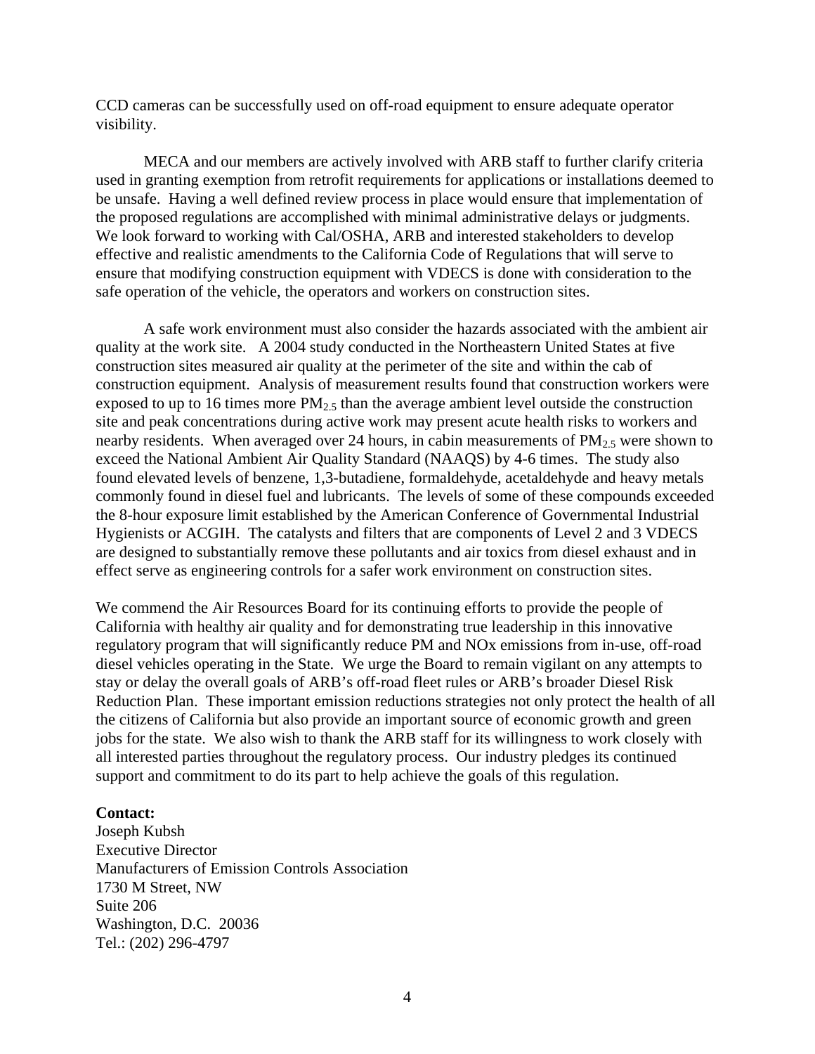CCD cameras can be successfully used on off-road equipment to ensure adequate operator visibility.

MECA and our members are actively involved with ARB staff to further clarify criteria used in granting exemption from retrofit requirements for applications or installations deemed to be unsafe. Having a well defined review process in place would ensure that implementation of the proposed regulations are accomplished with minimal administrative delays or judgments. We look forward to working with Cal/OSHA, ARB and interested stakeholders to develop effective and realistic amendments to the California Code of Regulations that will serve to ensure that modifying construction equipment with VDECS is done with consideration to the safe operation of the vehicle, the operators and workers on construction sites.

A safe work environment must also consider the hazards associated with the ambient air quality at the work site. A 2004 study conducted in the Northeastern United States at five construction sites measured air quality at the perimeter of the site and within the cab of construction equipment. Analysis of measurement results found that construction workers were exposed to up to 16 times more $PM_{2.5}$ than the average ambient level outside the construction site and peak concentrations during active work may present acute health risks to workers and nearby residents. When averaged over 24 hours, in cabin measurements of $PM_{2.5}$ were shown to exceed the National Ambient Air Quality Standard (NAAQS) by 4-6 times. The study also found elevated levels of benzene, 1,3-butadiene, formaldehyde, acetaldehyde and heavy metals commonly found in diesel fuel and lubricants. The levels of some of these compounds exceeded the 8-hour exposure limit established by the American Conference of Governmental Industrial Hygienists or ACGIH. The catalysts and filters that are components of Level 2 and 3 VDECS are designed to substantially remove these pollutants and air toxics from diesel exhaust and in effect serve as engineering controls for a safer work environment on construction sites.

We commend the Air Resources Board for its continuing efforts to provide the people of California with healthy air quality and for demonstrating true leadership in this innovative regulatory program that will significantly reduce PM and NOx emissions from in-use, off-road diesel vehicles operating in the State. We urge the Board to remain vigilant on any attempts to stay or delay the overall goals of ARB's off-road fleet rules or ARB's broader Diesel Risk Reduction Plan. These important emission reductions strategies not only protect the health of all the citizens of California but also provide an important source of economic growth and green jobs for the state. We also wish to thank the ARB staff for its willingness to work closely with all interested parties throughout the regulatory process. Our industry pledges its continued support and commitment to do its part to help achieve the goals of this regulation.

**Contact:**
Joseph Kubsh
Executive Director
Manufacturers of Emission Controls Association
1730 M Street, NW
Suite 206
Washington, D.C. 20036
Tel.: (202) 296-4797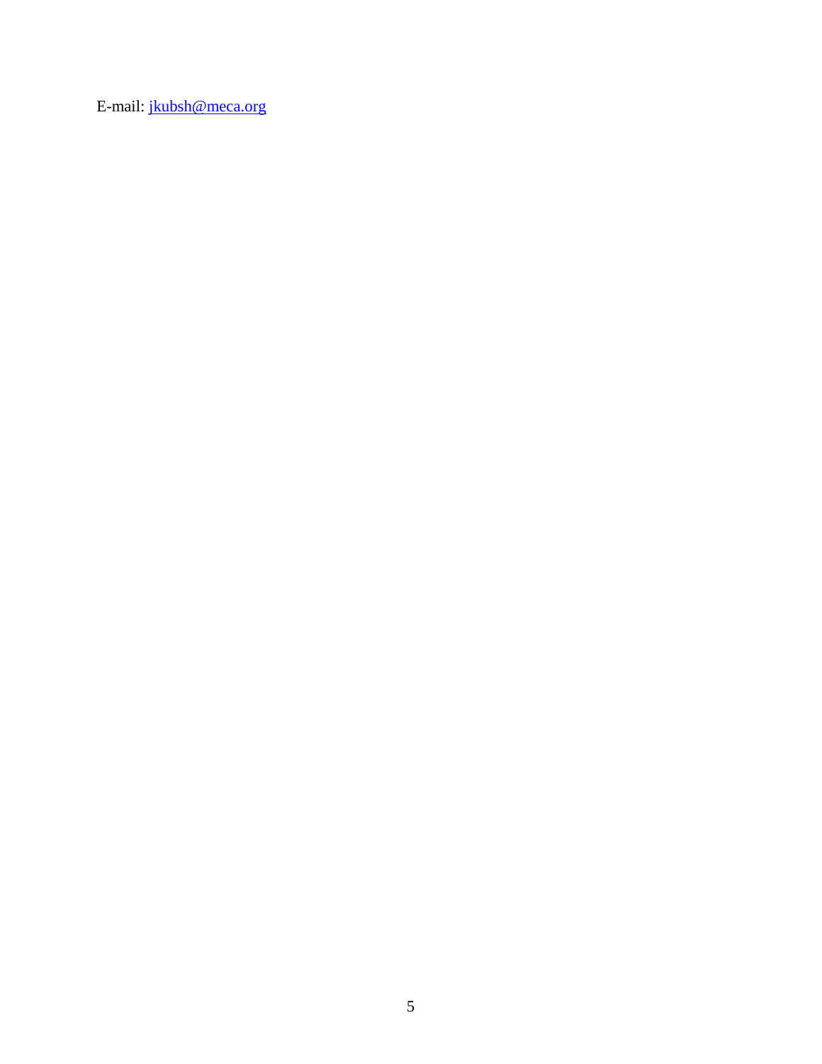E-mail: [jkubsh@meca.org](mailto:jkubsh@meca.org)